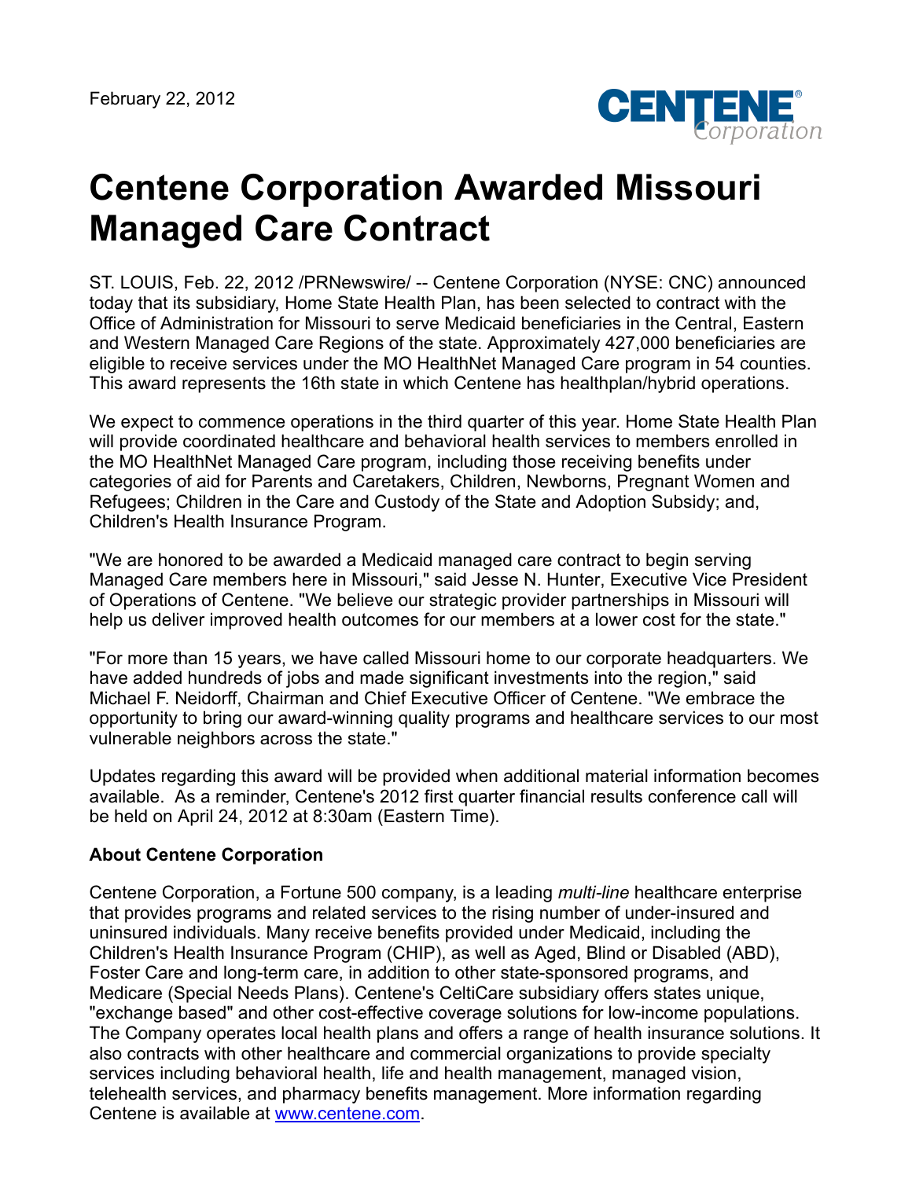February 22, 2012

# Centene Corporation Awarded Missouri Managed Care Contract

ST. LOUIS, Feb. 22, 2012 /PRNewswire/ -- Centene Corporation (NYSE: CNC) announced today that its subsidiary, Home State Health Plan, has been selected to contract with the Office of Administration for Missouri to serve Medicaid beneficiaries in the Central, Eastern and Western Managed Care Regions of the state. Approximately 427,000 beneficiaries are eligible to receive services under the MO HealthNet Managed Care program in 54 counties. This award represents the 16th state in which Centene has healthplan/hybrid operations.

We expect to commence operations in the third quarter of this year. Home State Health Plan will provide coordinated healthcare and behavioral health services to members enrolled in the MO HealthNet Managed Care program, including those receiving benefits under categories of aid for Parents and Caretakers, Children, Newborns, Pregnant Women and Refugees; Children in the Care and Custody of the State and Adoption Subsidy; and, Children's Health Insurance Program.

"We are honored to be awarded a Medicaid managed care contract to begin serving Managed Care members here in Missouri," said Jesse N. Hunter, Executive Vice President of Operations of Centene. "We believe our strategic provider partnerships in Missouri will help us deliver improved health outcomes for our members at a lower cost for the state."

"For more than 15 years, we have called Missouri home to our corporate headquarters. We have added hundreds of jobs and made significant investments into the region," said Michael F. Neidorff, Chairman and Chief Executive Officer of Centene. "We embrace the opportunity to bring our award-winning quality programs and healthcare services to our most vulnerable neighbors across the state."

Updates regarding this award will be provided when additional material information becomes available. As a reminder, Centene's 2012 first quarter financial results conference call will be held on April 24, 2012 at 8:30am (Eastern Time).

**About Centene Corporation**

Centene Corporation, a Fortune 500 company, is a leading *multi-line* healthcare enterprise that provides programs and related services to the rising number of under-insured and uninsured individuals. Many receive benefits provided under Medicaid, including the Children's Health Insurance Program (CHIP), as well as Aged, Blind or Disabled (ABD), Foster Care and long-term care, in addition to other state-sponsored programs, and Medicare (Special Needs Plans). Centene's CeltiCare subsidiary offers states unique, "exchange based" and other cost-effective coverage solutions for low-income populations. The Company operates local health plans and offers a range of health insurance solutions. It also contracts with other healthcare and commercial organizations to provide specialty services including behavioral health, life and health management, managed vision, telehealth services, and pharmacy benefits management. More information regarding Centene is available at [www.centene.com](http://www.centene.com).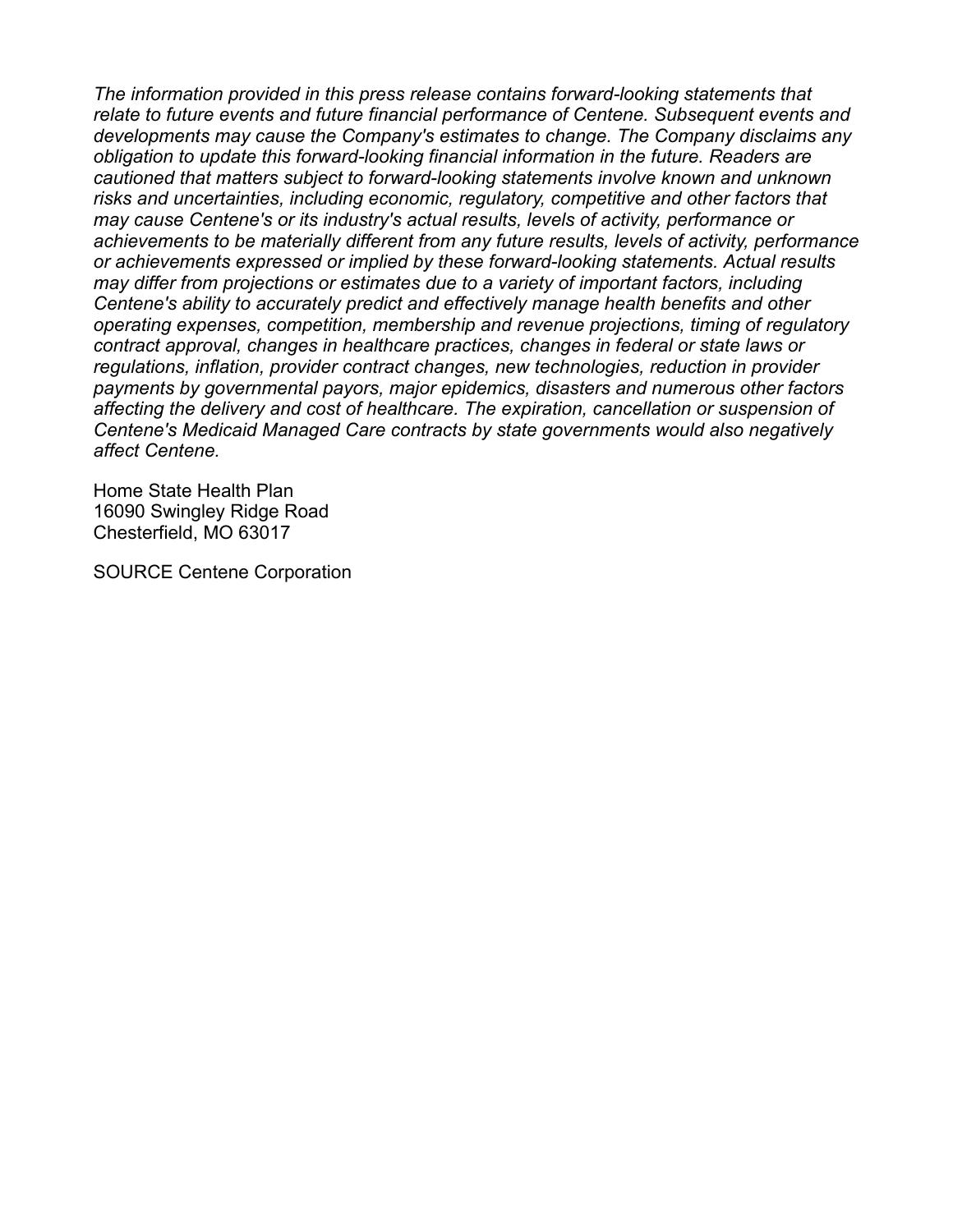*The information provided in this press release contains forward-looking statements that relate to future events and future financial performance of Centene. Subsequent events and developments may cause the Company's estimates to change. The Company disclaims any obligation to update this forward-looking financial information in the future. Readers are cautioned that matters subject to forward-looking statements involve known and unknown risks and uncertainties, including economic, regulatory, competitive and other factors that may cause Centene's or its industry's actual results, levels of activity, performance or achievements to be materially different from any future results, levels of activity, performance or achievements expressed or implied by these forward-looking statements. Actual results may differ from projections or estimates due to a variety of important factors, including Centene's ability to accurately predict and effectively manage health benefits and other operating expenses, competition, membership and revenue projections, timing of regulatory contract approval, changes in healthcare practices, changes in federal or state laws or regulations, inflation, provider contract changes, new technologies, reduction in provider payments by governmental payors, major epidemics, disasters and numerous other factors affecting the delivery and cost of healthcare. The expiration, cancellation or suspension of Centene's Medicaid Managed Care contracts by state governments would also negatively affect Centene.*

Home State Health Plan
16090 Swingley Ridge Road
Chesterfield, MO 63017

SOURCE Centene Corporation